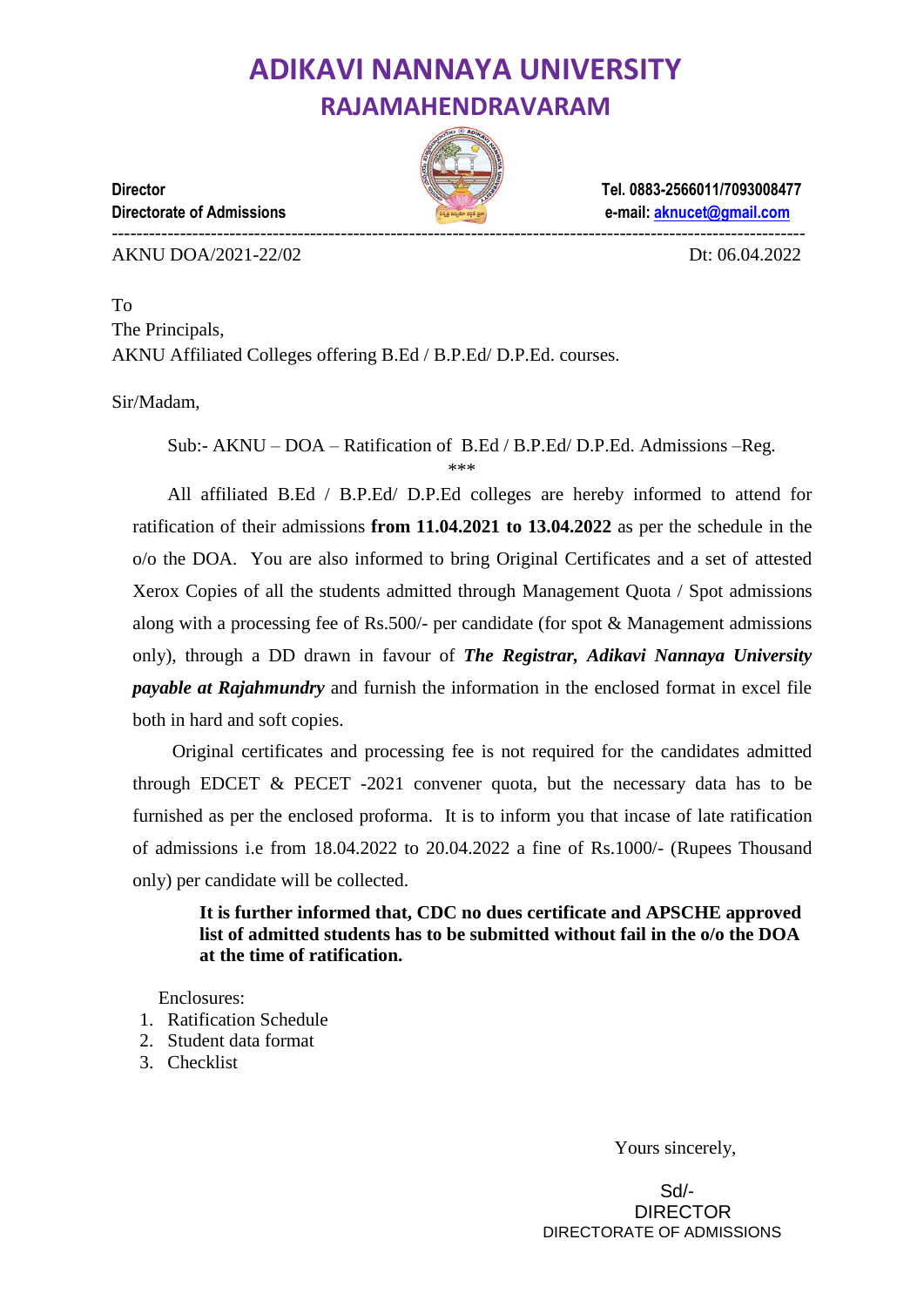# ADIKAVI NANNAYA UNIVERSITY

## RAJAMAHENDRAVARAM

**Director**
**Directorate of Admissions**

**Tel. 0883-2566011/7093008477**
**e-mail: aknucet@gmail.com**

---

AKNU DOA/2021-22/02

Dt: 06.04.2022

To
The Principals,
AKNU Affiliated Colleges offering B.Ed / B.P.Ed/ D.P.Ed. courses.

Sir/Madam,

Sub:- AKNU – DOA – Ratification of B.Ed / B.P.Ed/ D.P.Ed. Admissions –Reg.

***

All affiliated B.Ed / B.P.Ed/ D.P.Ed colleges are hereby informed to attend for ratification of their admissions **from 11.04.2021 to 13.04.2022** as per the schedule in the o/o the DOA. You are also informed to bring Original Certificates and a set of attested Xerox Copies of all the students admitted through Management Quota / Spot admissions along with a processing fee of Rs.500/- per candidate (for spot & Management admissions only), through a DD drawn in favour of ***The Registrar, Adikavi Nannaya University payable at Rajahmundry*** and furnish the information in the enclosed format in excel file both in hard and soft copies.

Original certificates and processing fee is not required for the candidates admitted through EDCET & PECET -2021 convener quota, but the necessary data has to be furnished as per the enclosed proforma. It is to inform you that incase of late ratification of admissions i.e from 18.04.2022 to 20.04.2022 a fine of Rs.1000/- (Rupees Thousand only) per candidate will be collected.

**It is further informed that, CDC no dues certificate and APSCHE approved list of admitted students has to be submitted without fail in the o/o the DOA at the time of ratification.**

Enclosures:

1. Ratification Schedule
2. Student data format
3. Checklist

Yours sincerely,

Sd/-
DIRECTOR
DIRECTORATE OF ADMISSIONS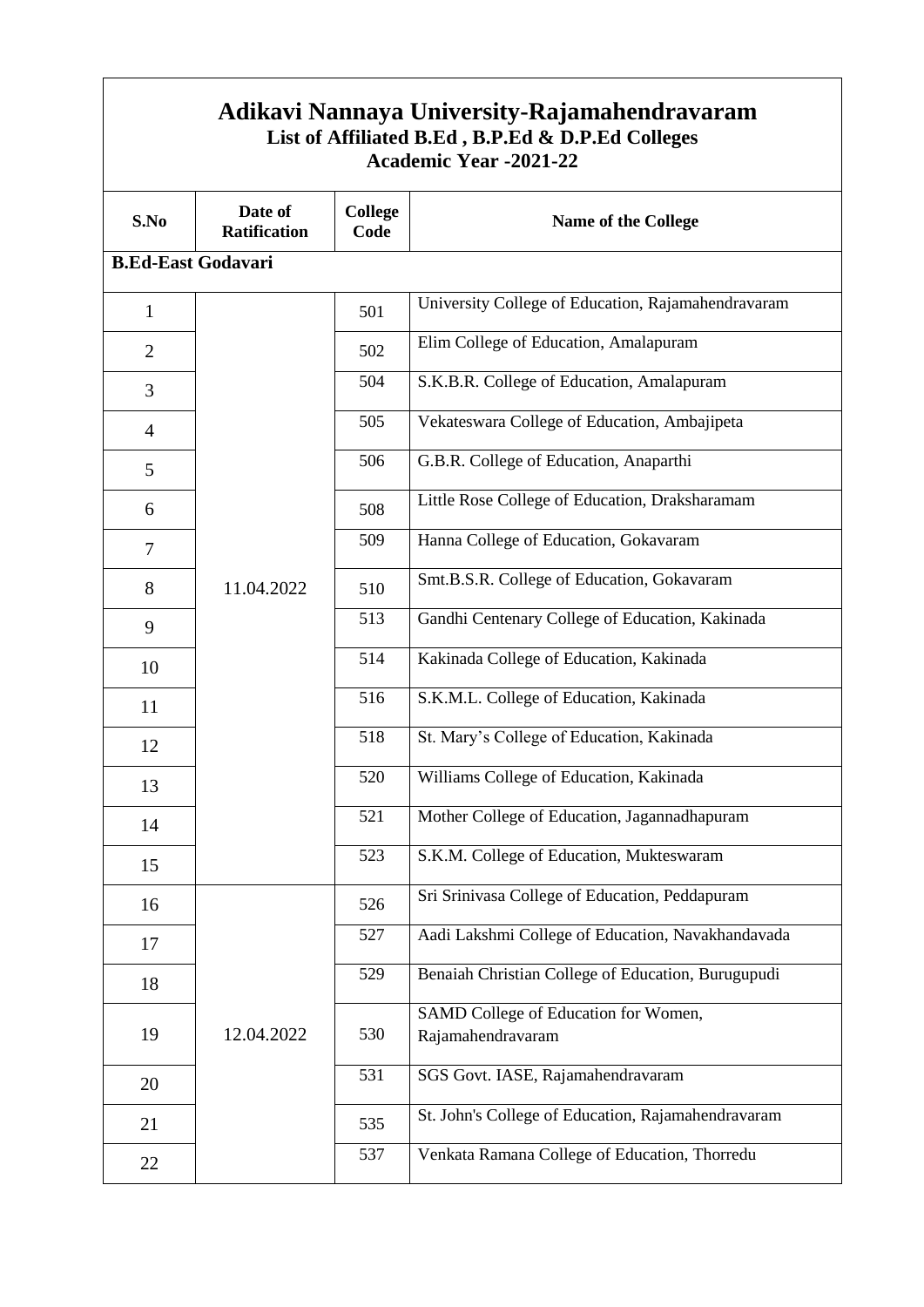# Adikavi Nannaya University-Rajamahendravaram

## List of Affiliated B.Ed , B.P.Ed & D.P.Ed Colleges

## Academic Year -2021-22

| S.No | Date of Ratification | College Code | Name of the College |
|---|---|---|---|
| **B.Ed-East Godavari** | | | |
| 1 | 11.04.2022 | 501 | University College of Education, Rajamahendravaram |
| 2 | | 502 | Elim College of Education, Amalapuram |
| 3 | | 504 | S.K.B.R. College of Education, Amalapuram |
| 4 | | 505 | Vekateswara College of Education, Ambajipeta |
| 5 | | 506 | G.B.R. College of Education, Anaparthi |
| 6 | | 508 | Little Rose College of Education, Draksharamam |
| 7 | | 509 | Hanna College of Education, Gokavaram |
| 8 | | 510 | Smt.B.S.R. College of Education, Gokavaram |
| 9 | | 513 | Gandhi Centenary College of Education, Kakinada |
| 10 | | 514 | Kakinada College of Education, Kakinada |
| 11 | | 516 | S.K.M.L. College of Education, Kakinada |
| 12 | | 518 | St. Mary's College of Education, Kakinada |
| 13 | | 520 | Williams College of Education, Kakinada |
| 14 | | 521 | Mother College of Education, Jagannadhapuram |
| 15 | | 523 | S.K.M. College of Education, Mukteswaram |
| 16 | 12.04.2022 | 526 | Sri Srinivasa College of Education, Peddapuram |
| 17 | | 527 | Aadi Lakshmi College of Education, Navakhandavada |
| 18 | | 529 | Benaiah Christian College of Education, Burugupudi |
| 19 | | 530 | SAMD College of Education for Women, Rajamahendravaram |
| 20 | | 531 | SGS Govt. IASE, Rajamahendravaram |
| 21 | | 535 | St. John's College of Education, Rajamahendravaram |
| 22 | | 537 | Venkata Ramana College of Education, Thorredu |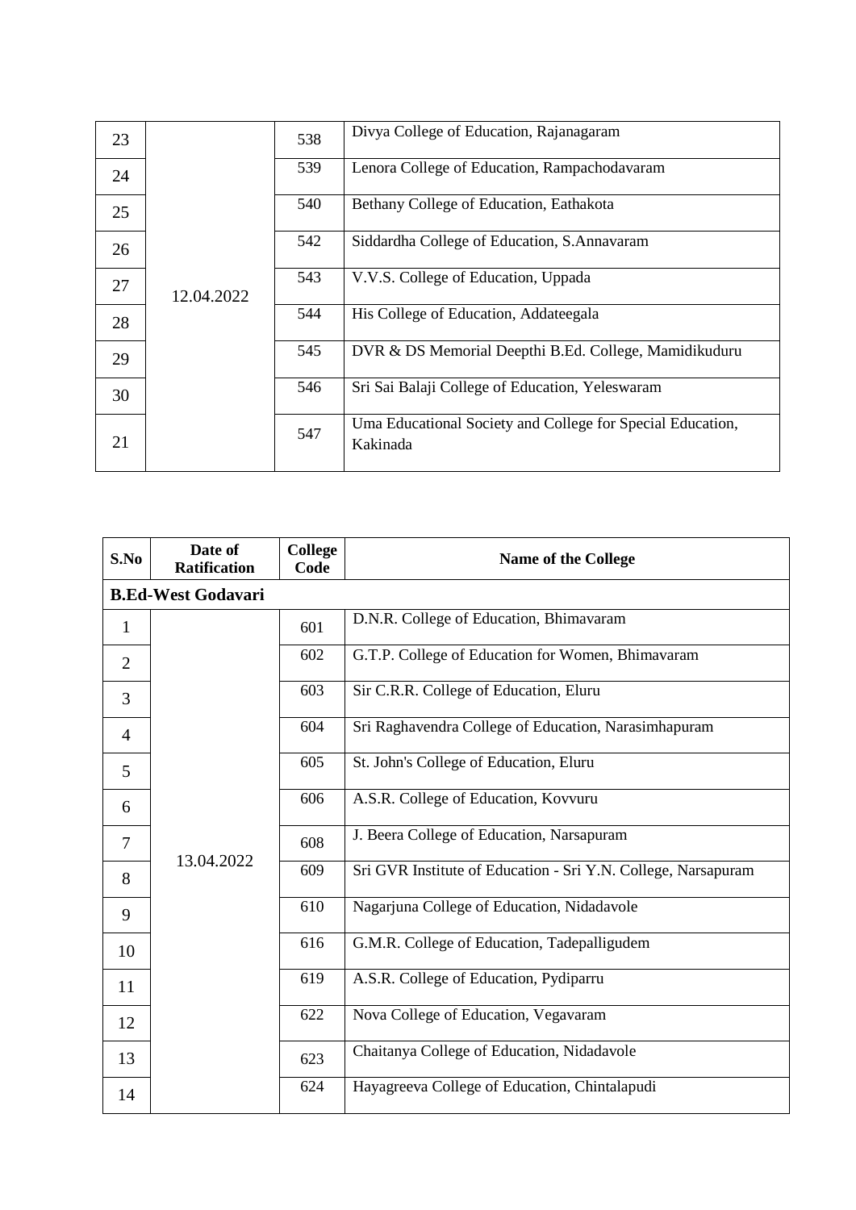| | | | |
|---|---|---|---|
| 23 | 12.04.2022 | 538 | Divya College of Education, Rajanagaram |
| 24 | | 539 | Lenora College of Education, Rampachodavaram |
| 25 | | 540 | Bethany College of Education, Eathakota |
| 26 | | 542 | Siddardha College of Education, S.Annavaram |
| 27 | | 543 | V.V.S. College of Education, Uppada |
| 28 | | 544 | His College of Education, Addateegala |
| 29 | | 545 | DVR & DS Memorial Deepthi B.Ed. College, Mamidikuduru |
| 30 | | 546 | Sri Sai Balaji College of Education, Yeleswaram |
| 21 | | 547 | Uma Educational Society and College for Special Education, Kakinada |

| S.No | Date of Ratification | College Code | Name of the College |
|---|---|---|---|
| **B.Ed-West Godavari** | | | |
| 1 | 13.04.2022 | 601 | D.N.R. College of Education, Bhimavaram |
| 2 | | 602 | G.T.P. College of Education for Women, Bhimavaram |
| 3 | | 603 | Sir C.R.R. College of Education, Eluru |
| 4 | | 604 | Sri Raghavendra College of Education, Narasimhapuram |
| 5 | | 605 | St. John's College of Education, Eluru |
| 6 | | 606 | A.S.R. College of Education, Kovvuru |
| 7 | | 608 | J. Beera College of Education, Narsapuram |
| 8 | | 609 | Sri GVR Institute of Education - Sri Y.N. College, Narsapuram |
| 9 | | 610 | Nagarjuna College of Education, Nidadavole |
| 10 | | 616 | G.M.R. College of Education, Tadepalligudem |
| 11 | | 619 | A.S.R. College of Education, Pydiparru |
| 12 | | 622 | Nova College of Education, Vegavaram |
| 13 | | 623 | Chaitanya College of Education, Nidadavole |
| 14 | | 624 | Hayagreeva College of Education, Chintalapudi |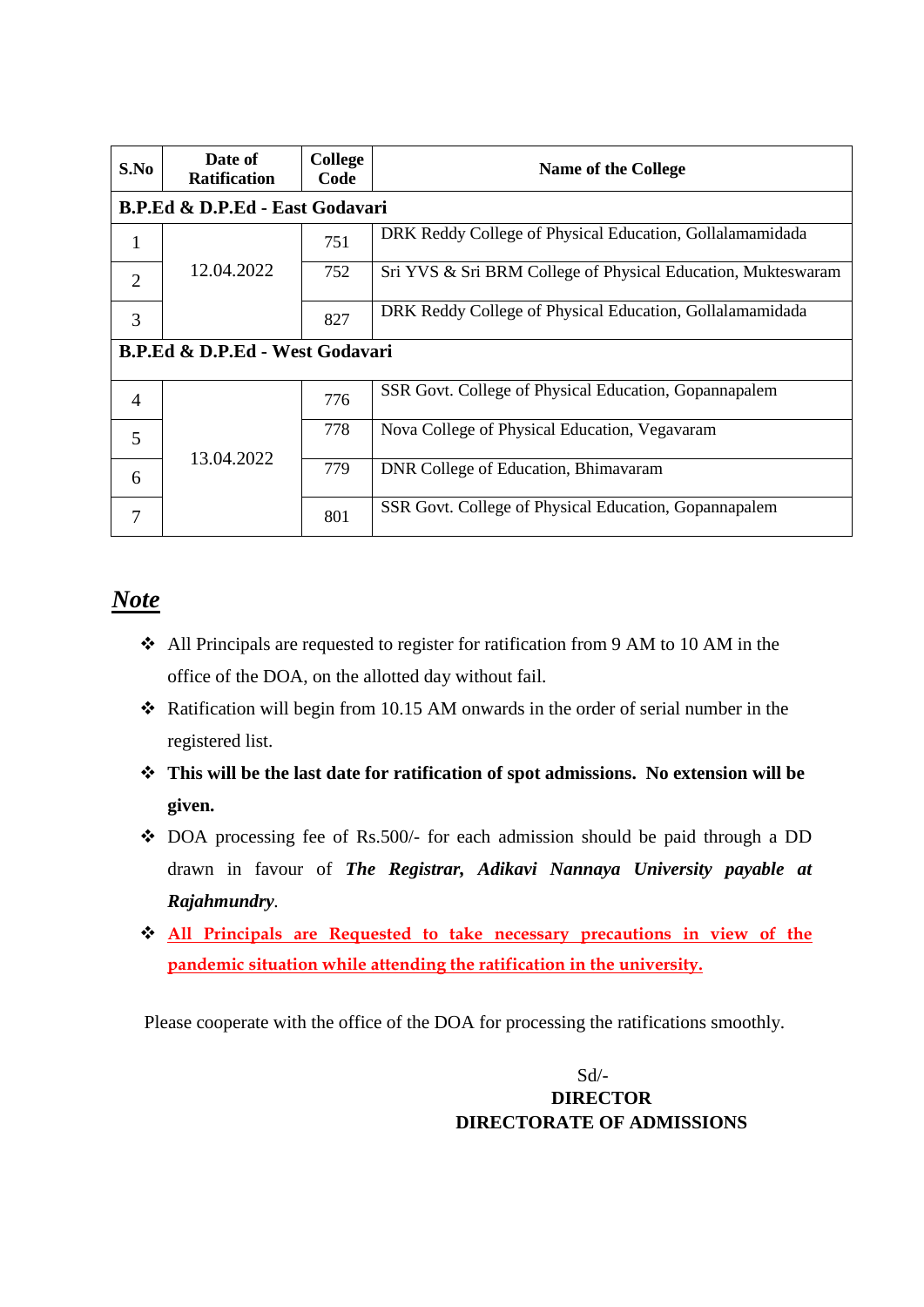| S.No | Date of Ratification | College Code | Name of the College |
|---|---|---|---|
| **B.P.Ed & D.P.Ed - East Godavari** | | | |
| 1 | 12.04.2022 | 751 | DRK Reddy College of Physical Education, Gollalamamidada |
| 2 | | 752 | Sri YVS & Sri BRM College of Physical Education, Mukteswaram |
| 3 | | 827 | DRK Reddy College of Physical Education, Gollalamamidada |
| **B.P.Ed & D.P.Ed - West Godavari** | | | |
| 4 | 13.04.2022 | 776 | SSR Govt. College of Physical Education, Gopannapalem |
| 5 | | 778 | Nova College of Physical Education, Vegavaram |
| 6 | | 779 | DNR College of Education, Bhimavaram |
| 7 | | 801 | SSR Govt. College of Physical Education, Gopannapalem |

## ***Note***

- All Principals are requested to register for ratification from 9 AM to 10 AM in the office of the DOA, on the allotted day without fail.
- Ratification will begin from 10.15 AM onwards in the order of serial number in the registered list.
- **This will be the last date for ratification of spot admissions. No extension will be given.**
- DOA processing fee of Rs.500/- for each admission should be paid through a DD drawn in favour of ***The Registrar, Adikavi Nannaya University payable at Rajahmundry***.
- **All Principals are Requested to take necessary precautions in view of the pandemic situation while attending the ratification in the university.**

Please cooperate with the office of the DOA for processing the ratifications smoothly.

Sd/-
**DIRECTOR**
**DIRECTORATE OF ADMISSIONS**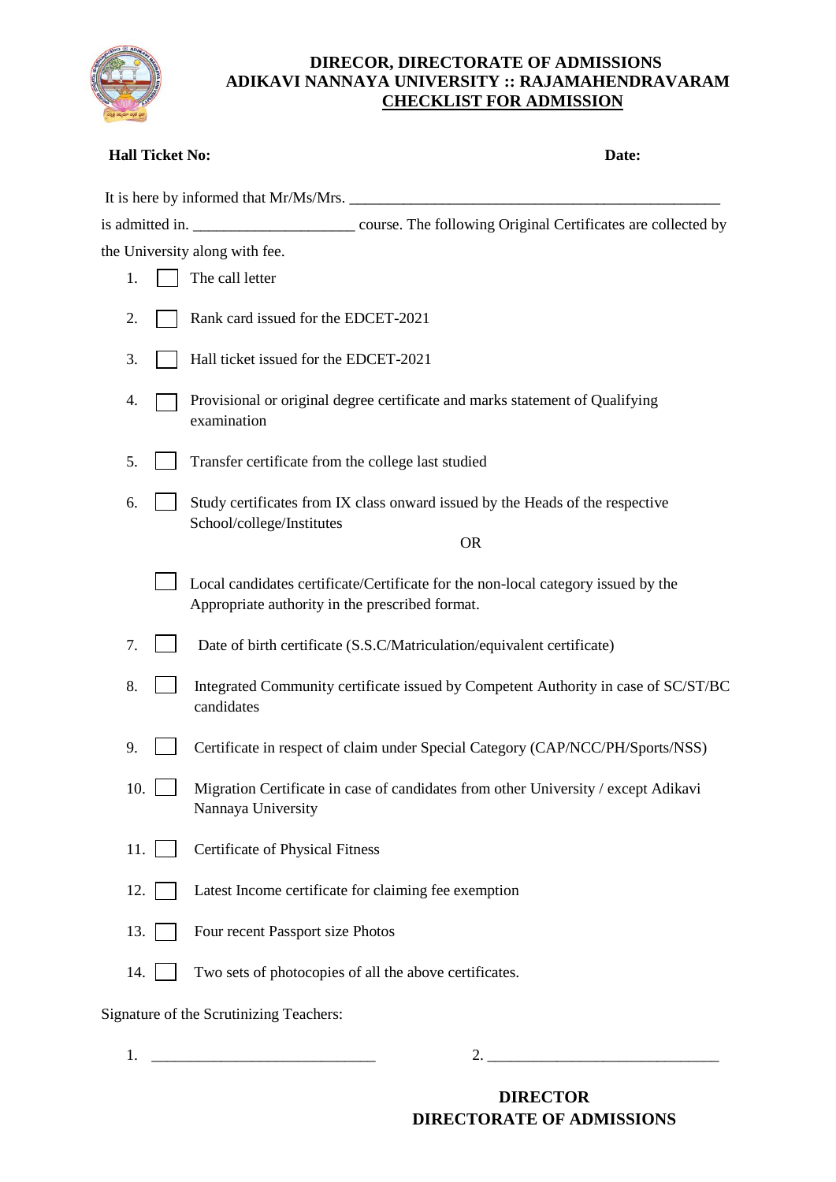# DIRECOR, DIRECTORATE OF ADMISSIONS
## ADIKAVI NANNAYA UNIVERSITY :: RAJAMAHENDRAVARAM
## <u>CHECKLIST FOR ADMISSION</u>

**Hall Ticket No:** **Date:**

It is here by informed that Mr/Ms/Mrs. ________________________________________________

is admitted in. ____________________ course. The following Original Certificates are collected by the University along with fee.

1. ☐ The call letter
2. ☐ Rank card issued for the EDCET-2021
3. ☐ Hall ticket issued for the EDCET-2021
4. ☐ Provisional or original degree certificate and marks statement of Qualifying examination
5. ☐ Transfer certificate from the college last studied
6. ☐ Study certificates from IX class onward issued by the Heads of the respective School/college/Institutes

   OR

   ☐ Local candidates certificate/Certificate for the non-local category issued by the Appropriate authority in the prescribed format.
7. ☐ Date of birth certificate (S.S.C/Matriculation/equivalent certificate)
8. ☐ Integrated Community certificate issued by Competent Authority in case of SC/ST/BC candidates
9. ☐ Certificate in respect of claim under Special Category (CAP/NCC/PH/Sports/NSS)
10. ☐ Migration Certificate in case of candidates from other University / except Adikavi Nannaya University
11. ☐ Certificate of Physical Fitness
12. ☐ Latest Income certificate for claiming fee exemption
13. ☐ Four recent Passport size Photos
14. ☐ Two sets of photocopies of all the above certificates.

Signature of the Scrutinizing Teachers:

1. ____________________________ 2. ____________________________

**DIRECTOR**
**DIRECTORATE OF ADMISSIONS**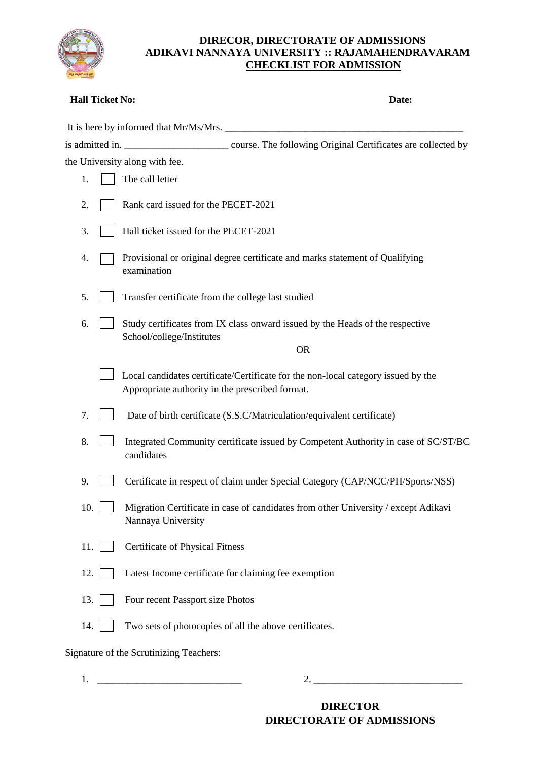# DIRECOR, DIRECTORATE OF ADMISSIONS
# ADIKAVI NANNAYA UNIVERSITY :: RAJAMAHENDRAVARAM
## CHECKLIST FOR ADMISSION

**Hall Ticket No:** **Date:**

It is here by informed that Mr/Ms/Mrs. ________________________________________________

is admitted in. ____________________ course. The following Original Certificates are collected by the University along with fee.

1. ☐ The call letter
2. ☐ Rank card issued for the PECET-2021
3. ☐ Hall ticket issued for the PECET-2021
4. ☐ Provisional or original degree certificate and marks statement of Qualifying examination
5. ☐ Transfer certificate from the college last studied
6. ☐ Study certificates from IX class onward issued by the Heads of the respective School/college/Institutes

   OR

   ☐ Local candidates certificate/Certificate for the non-local category issued by the Appropriate authority in the prescribed format.
7. ☐ Date of birth certificate (S.S.C/Matriculation/equivalent certificate)
8. ☐ Integrated Community certificate issued by Competent Authority in case of SC/ST/BC candidates
9. ☐ Certificate in respect of claim under Special Category (CAP/NCC/PH/Sports/NSS)
10. ☐ Migration Certificate in case of candidates from other University / except Adikavi Nannaya University
11. ☐ Certificate of Physical Fitness
12. ☐ Latest Income certificate for claiming fee exemption
13. ☐ Four recent Passport size Photos
14. ☐ Two sets of photocopies of all the above certificates.

Signature of the Scrutinizing Teachers:

1. ____________________________ 2. ____________________________

**DIRECTOR**
**DIRECTORATE OF ADMISSIONS**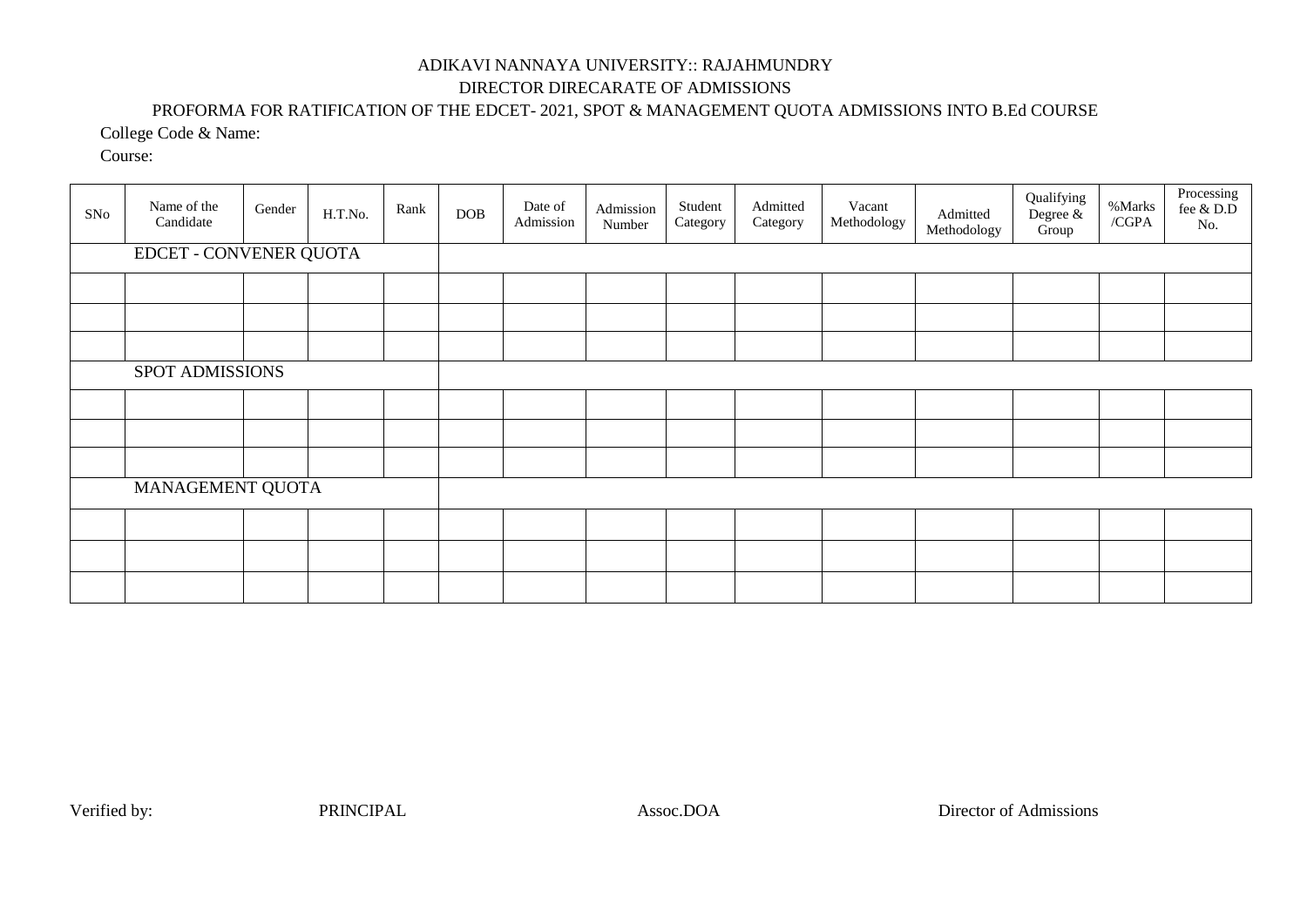ADIKAVI NANNAYA UNIVERSITY:: RAJAHMUNDRY

DIRECTOR DIRECARATE OF ADMISSIONS

PROFORMA FOR RATIFICATION OF THE EDCET- 2021, SPOT & MANAGEMENT QUOTA ADMISSIONS INTO B.Ed COURSE

College Code & Name:

Course:

| SNo | Name of the Candidate | Gender | H.T.No. | Rank | DOB | Date of Admission | Admission Number | Student Category | Admitted Category | Vacant Methodology | Admitted Methodology | Qualifying Degree & Group | %Marks /CGPA | Processing fee & D.D No. |
|---|---|---|---|---|---|---|---|---|---|---|---|---|---|---|
| | EDCET - CONVENER QUOTA | | | | | | | | | | | | | |
| | | | | | | | | | | | | | | |
| | | | | | | | | | | | | | | |
| | | | | | | | | | | | | | | |
| | SPOT ADMISSIONS | | | | | | | | | | | | | |
| | | | | | | | | | | | | | | |
| | | | | | | | | | | | | | | |
| | | | | | | | | | | | | | | |
| | MANAGEMENT QUOTA | | | | | | | | | | | | | |
| | | | | | | | | | | | | | | |
| | | | | | | | | | | | | | | |
| | | | | | | | | | | | | | | |

Verified by: PRINCIPAL Assoc.DOA Director of Admissions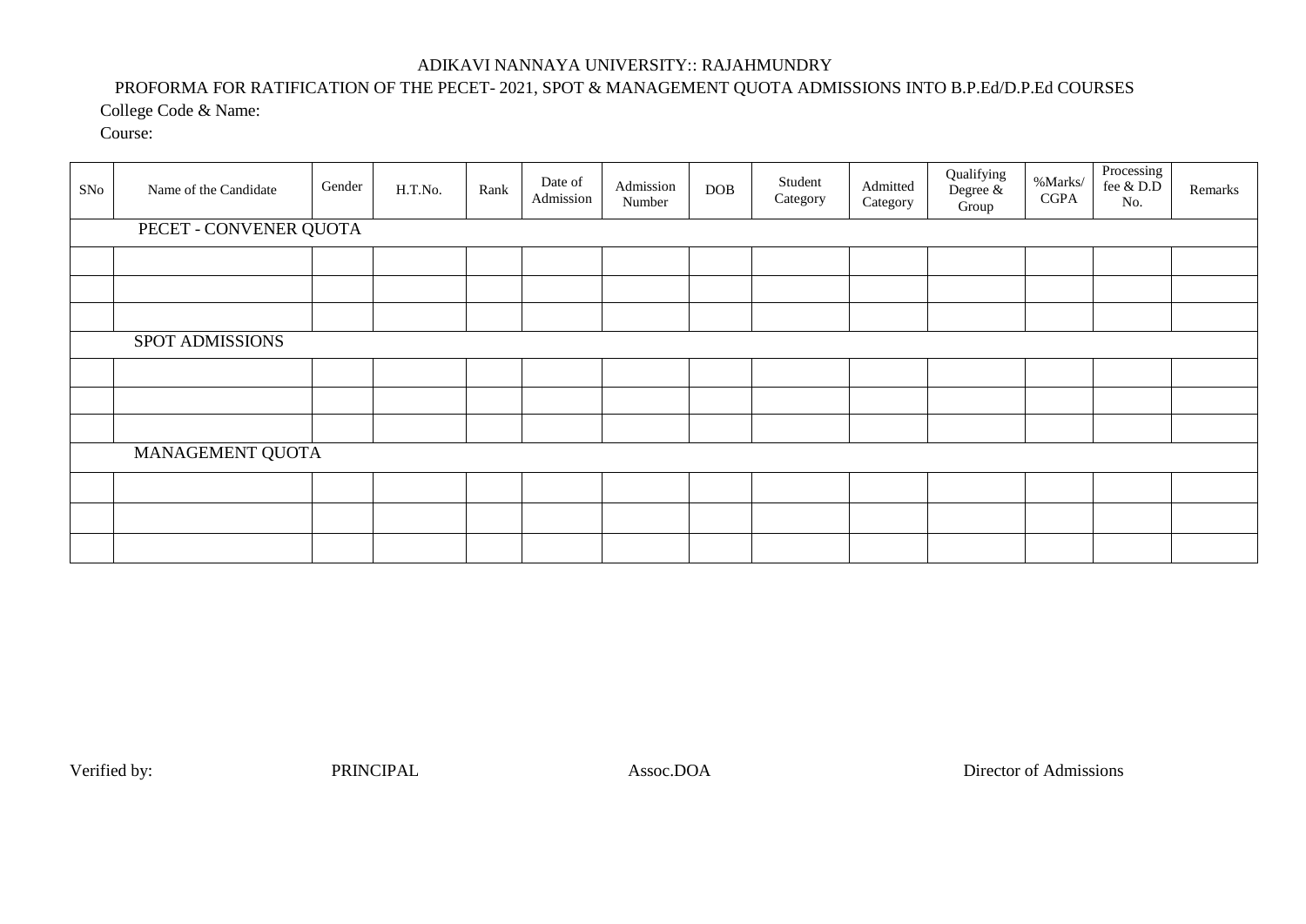ADIKAVI NANNAYA UNIVERSITY:: RAJAHMUNDRY

PROFORMA FOR RATIFICATION OF THE PECET- 2021, SPOT & MANAGEMENT QUOTA ADMISSIONS INTO B.P.Ed/D.P.Ed COURSES

College Code & Name:

Course:

| SNo | Name of the Candidate | Gender | H.T.No. | Rank | Date of Admission | Admission Number | DOB | Student Category | Admitted Category | Qualifying Degree & Group | %Marks/ CGPA | Processing fee & D.D No. | Remarks |
|---|---|---|---|---|---|---|---|---|---|---|---|---|---|
| PECET - CONVENER QUOTA | | | | | | | | | | | | | |
| | | | | | | | | | | | | | |
| | | | | | | | | | | | | | |
| | | | | | | | | | | | | | |
| SPOT ADMISSIONS | | | | | | | | | | | | | |
| | | | | | | | | | | | | | |
| | | | | | | | | | | | | | |
| | | | | | | | | | | | | | |
| MANAGEMENT QUOTA | | | | | | | | | | | | | |
| | | | | | | | | | | | | | |
| | | | | | | | | | | | | | |
| | | | | | | | | | | | | | |

Verified by: PRINCIPAL Assoc.DOA Director of Admissions